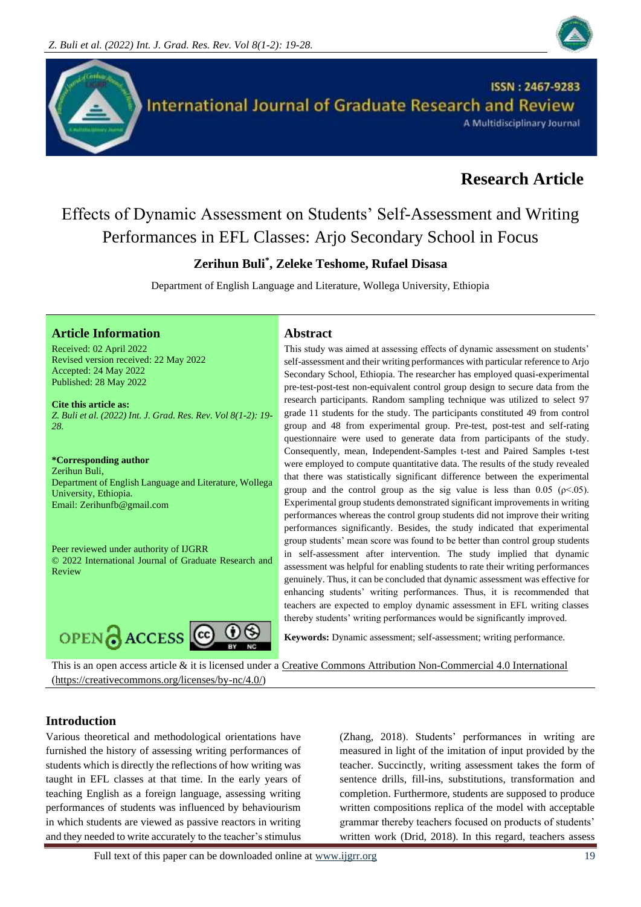Research Article

# Effects of Dynamic Assessment on Students' Self-Assessment and Writing Performances in EFL Classes: Arjo Secondary School in Focus

**Zerihun Buli*, Zeleke Teshome, Rufael Disasa**

Department of English Language and Literature, Wollega University, Ethiopia

## Article Information

Received: 02 April 2022
Revised version received: 22 May 2022
Accepted: 24 May 2022
Published: 28 May 2022

**Cite this article as:**
*Z. Buli et al. (2022) Int. J. Grad. Res. Rev. Vol 8(1-2): 19-28.*

***Corresponding author**
Zerihun Buli,
Department of English Language and Literature, Wollega University, Ethiopia.
Email: Zerihunfb@gmail.com

Peer reviewed under authority of IJGRR
© 2022 International Journal of Graduate Research and Review

## Abstract

This study was aimed at assessing effects of dynamic assessment on students' self-assessment and their writing performances with particular reference to Arjo Secondary School, Ethiopia. The researcher has employed quasi-experimental pre-test-post-test non-equivalent control group design to secure data from the research participants. Random sampling technique was utilized to select 97 grade 11 students for the study. The participants constituted 49 from control group and 48 from experimental group. Pre-test, post-test and self-rating questionnaire were used to generate data from participants of the study. Consequently, mean, Independent-Samples t-test and Paired Samples t-test were employed to compute quantitative data. The results of the study revealed that there was statistically significant difference between the experimental group and the control group as the sig value is less than 0.05 ($\rho<.05$). Experimental group students demonstrated significant improvements in writing performances whereas the control group students did not improve their writing performances significantly. Besides, the study indicated that experimental group students' mean score was found to be better than control group students in self-assessment after intervention. The study implied that dynamic assessment was helpful for enabling students to rate their writing performances genuinely. Thus, it can be concluded that dynamic assessment was effective for enhancing students' writing performances. Thus, it is recommended that teachers are expected to employ dynamic assessment in EFL writing classes thereby students' writing performances would be significantly improved.

**Keywords:** Dynamic assessment; self-assessment; writing performance.

This is an open access article & it is licensed under a Creative Commons Attribution Non-Commercial 4.0 International (https://creativecommons.org/licenses/by-nc/4.0/)

## Introduction

Various theoretical and methodological orientations have furnished the history of assessing writing performances of students which is directly the reflections of how writing was taught in EFL classes at that time. In the early years of teaching English as a foreign language, assessing writing performances of students was influenced by behaviourism in which students are viewed as passive reactors in writing and they needed to write accurately to the teacher's stimulus (Zhang, 2018). Students' performances in writing are measured in light of the imitation of input provided by the teacher. Succinctly, writing assessment takes the form of sentence drills, fill-ins, substitutions, transformation and completion. Furthermore, students are supposed to produce written compositions replica of the model with acceptable grammar thereby teachers focused on products of students' written work (Drid, 2018). In this regard, teachers assess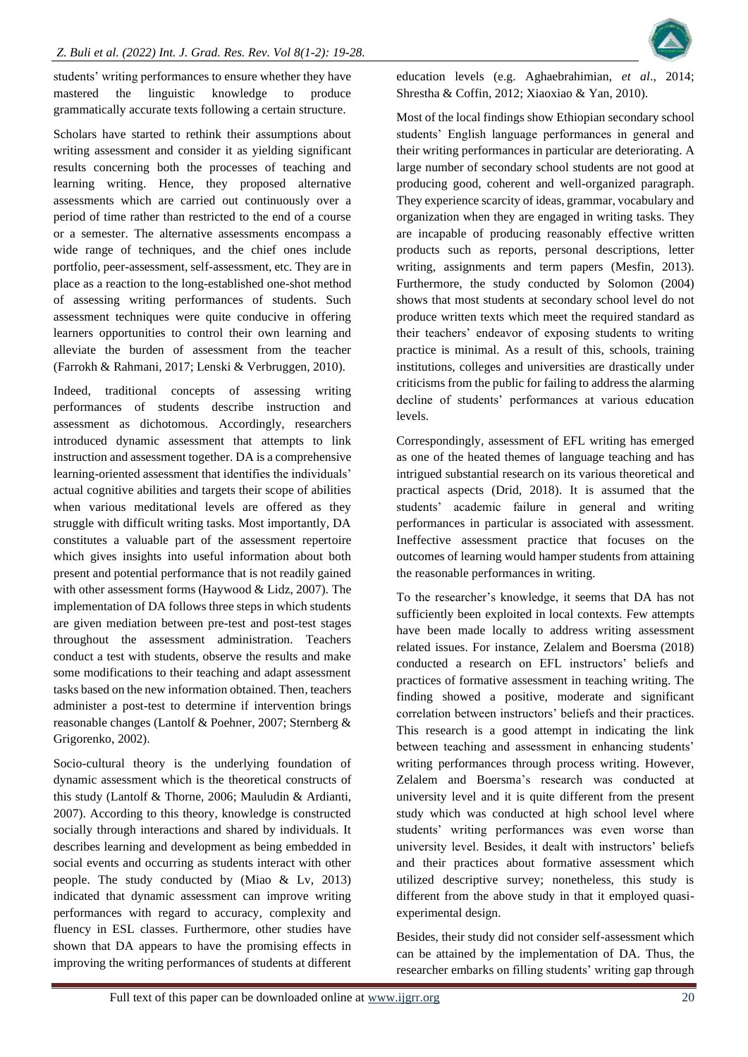students' writing performances to ensure whether they have mastered the linguistic knowledge to produce grammatically accurate texts following a certain structure.

Scholars have started to rethink their assumptions about writing assessment and consider it as yielding significant results concerning both the processes of teaching and learning writing. Hence, they proposed alternative assessments which are carried out continuously over a period of time rather than restricted to the end of a course or a semester. The alternative assessments encompass a wide range of techniques, and the chief ones include portfolio, peer-assessment, self-assessment, etc. They are in place as a reaction to the long-established one-shot method of assessing writing performances of students. Such assessment techniques were quite conducive in offering learners opportunities to control their own learning and alleviate the burden of assessment from the teacher (Farrokh & Rahmani, 2017; Lenski & Verbruggen, 2010).

Indeed, traditional concepts of assessing writing performances of students describe instruction and assessment as dichotomous. Accordingly, researchers introduced dynamic assessment that attempts to link instruction and assessment together. DA is a comprehensive learning-oriented assessment that identifies the individuals' actual cognitive abilities and targets their scope of abilities when various meditational levels are offered as they struggle with difficult writing tasks. Most importantly, DA constitutes a valuable part of the assessment repertoire which gives insights into useful information about both present and potential performance that is not readily gained with other assessment forms (Haywood & Lidz, 2007). The implementation of DA follows three steps in which students are given mediation between pre-test and post-test stages throughout the assessment administration. Teachers conduct a test with students, observe the results and make some modifications to their teaching and adapt assessment tasks based on the new information obtained. Then, teachers administer a post-test to determine if intervention brings reasonable changes (Lantolf & Poehner, 2007; Sternberg & Grigorenko, 2002).

Socio-cultural theory is the underlying foundation of dynamic assessment which is the theoretical constructs of this study (Lantolf & Thorne, 2006; Mauludin & Ardianti, 2007). According to this theory, knowledge is constructed socially through interactions and shared by individuals. It describes learning and development as being embedded in social events and occurring as students interact with other people. The study conducted by (Miao & Lv, 2013) indicated that dynamic assessment can improve writing performances with regard to accuracy, complexity and fluency in ESL classes. Furthermore, other studies have shown that DA appears to have the promising effects in improving the writing performances of students at different education levels (e.g. Aghaebrahimian, *et al*., 2014; Shrestha & Coffin, 2012; Xiaoxiao & Yan, 2010).

Most of the local findings show Ethiopian secondary school students' English language performances in general and their writing performances in particular are deteriorating. A large number of secondary school students are not good at producing good, coherent and well-organized paragraph. They experience scarcity of ideas, grammar, vocabulary and organization when they are engaged in writing tasks. They are incapable of producing reasonably effective written products such as reports, personal descriptions, letter writing, assignments and term papers (Mesfin, 2013). Furthermore, the study conducted by Solomon (2004) shows that most students at secondary school level do not produce written texts which meet the required standard as their teachers' endeavor of exposing students to writing practice is minimal. As a result of this, schools, training institutions, colleges and universities are drastically under criticisms from the public for failing to address the alarming decline of students' performances at various education levels.

Correspondingly, assessment of EFL writing has emerged as one of the heated themes of language teaching and has intrigued substantial research on its various theoretical and practical aspects (Drid, 2018). It is assumed that the students' academic failure in general and writing performances in particular is associated with assessment. Ineffective assessment practice that focuses on the outcomes of learning would hamper students from attaining the reasonable performances in writing.

To the researcher's knowledge, it seems that DA has not sufficiently been exploited in local contexts. Few attempts have been made locally to address writing assessment related issues. For instance, Zelalem and Boersma (2018) conducted a research on EFL instructors' beliefs and practices of formative assessment in teaching writing. The finding showed a positive, moderate and significant correlation between instructors' beliefs and their practices. This research is a good attempt in indicating the link between teaching and assessment in enhancing students' writing performances through process writing. However, Zelalem and Boersma's research was conducted at university level and it is quite different from the present study which was conducted at high school level where students' writing performances was even worse than university level. Besides, it dealt with instructors' beliefs and their practices about formative assessment which utilized descriptive survey; nonetheless, this study is different from the above study in that it employed quasi-experimental design.

Besides, their study did not consider self-assessment which can be attained by the implementation of DA. Thus, the researcher embarks on filling students' writing gap through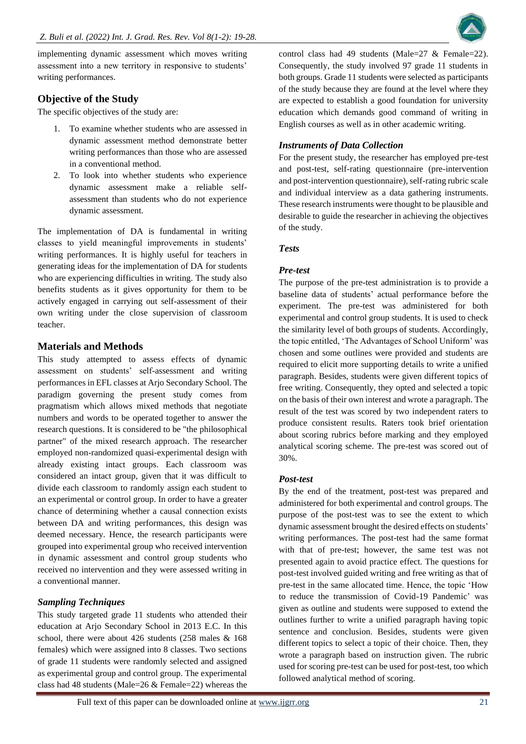implementing dynamic assessment which moves writing assessment into a new territory in responsive to students' writing performances.

## Objective of the Study

The specific objectives of the study are:

1. To examine whether students who are assessed in dynamic assessment method demonstrate better writing performances than those who are assessed in a conventional method.
2. To look into whether students who experience dynamic assessment make a reliable self-assessment than students who do not experience dynamic assessment.

The implementation of DA is fundamental in writing classes to yield meaningful improvements in students' writing performances. It is highly useful for teachers in generating ideas for the implementation of DA for students who are experiencing difficulties in writing. The study also benefits students as it gives opportunity for them to be actively engaged in carrying out self-assessment of their own writing under the close supervision of classroom teacher.

## Materials and Methods

This study attempted to assess effects of dynamic assessment on students' self-assessment and writing performances in EFL classes at Arjo Secondary School. The paradigm governing the present study comes from pragmatism which allows mixed methods that negotiate numbers and words to be operated together to answer the research questions. It is considered to be "the philosophical partner" of the mixed research approach. The researcher employed non-randomized quasi-experimental design with already existing intact groups. Each classroom was considered an intact group, given that it was difficult to divide each classroom to randomly assign each student to an experimental or control group. In order to have a greater chance of determining whether a causal connection exists between DA and writing performances, this design was deemed necessary. Hence, the research participants were grouped into experimental group who received intervention in dynamic assessment and control group students who received no intervention and they were assessed writing in a conventional manner.

### *Sampling Techniques*

This study targeted grade 11 students who attended their education at Arjo Secondary School in 2013 E.C. In this school, there were about 426 students (258 males & 168 females) which were assigned into 8 classes. Two sections of grade 11 students were randomly selected and assigned as experimental group and control group. The experimental class had 48 students (Male=26 & Female=22) whereas the control class had 49 students (Male=27 & Female=22). Consequently, the study involved 97 grade 11 students in both groups. Grade 11 students were selected as participants of the study because they are found at the level where they are expected to establish a good foundation for university education which demands good command of writing in English courses as well as in other academic writing.

### *Instruments of Data Collection*

For the present study, the researcher has employed pre-test and post-test, self-rating questionnaire (pre-intervention and post-intervention questionnaire), self-rating rubric scale and individual interview as a data gathering instruments. These research instruments were thought to be plausible and desirable to guide the researcher in achieving the objectives of the study.

### *Tests*

#### *Pre-test*

The purpose of the pre-test administration is to provide a baseline data of students' actual performance before the experiment. The pre-test was administered for both experimental and control group students. It is used to check the similarity level of both groups of students. Accordingly, the topic entitled, 'The Advantages of School Uniform' was chosen and some outlines were provided and students are required to elicit more supporting details to write a unified paragraph. Besides, students were given different topics of free writing. Consequently, they opted and selected a topic on the basis of their own interest and wrote a paragraph. The result of the test was scored by two independent raters to produce consistent results. Raters took brief orientation about scoring rubrics before marking and they employed analytical scoring scheme. The pre-test was scored out of 30%.

#### *Post-test*

By the end of the treatment, post-test was prepared and administered for both experimental and control groups. The purpose of the post-test was to see the extent to which dynamic assessment brought the desired effects on students' writing performances. The post-test had the same format with that of pre-test; however, the same test was not presented again to avoid practice effect. The questions for post-test involved guided writing and free writing as that of pre-test in the same allocated time. Hence, the topic 'How to reduce the transmission of Covid-19 Pandemic' was given as outline and students were supposed to extend the outlines further to write a unified paragraph having topic sentence and conclusion. Besides, students were given different topics to select a topic of their choice. Then, they wrote a paragraph based on instruction given. The rubric used for scoring pre-test can be used for post-test, too which followed analytical method of scoring.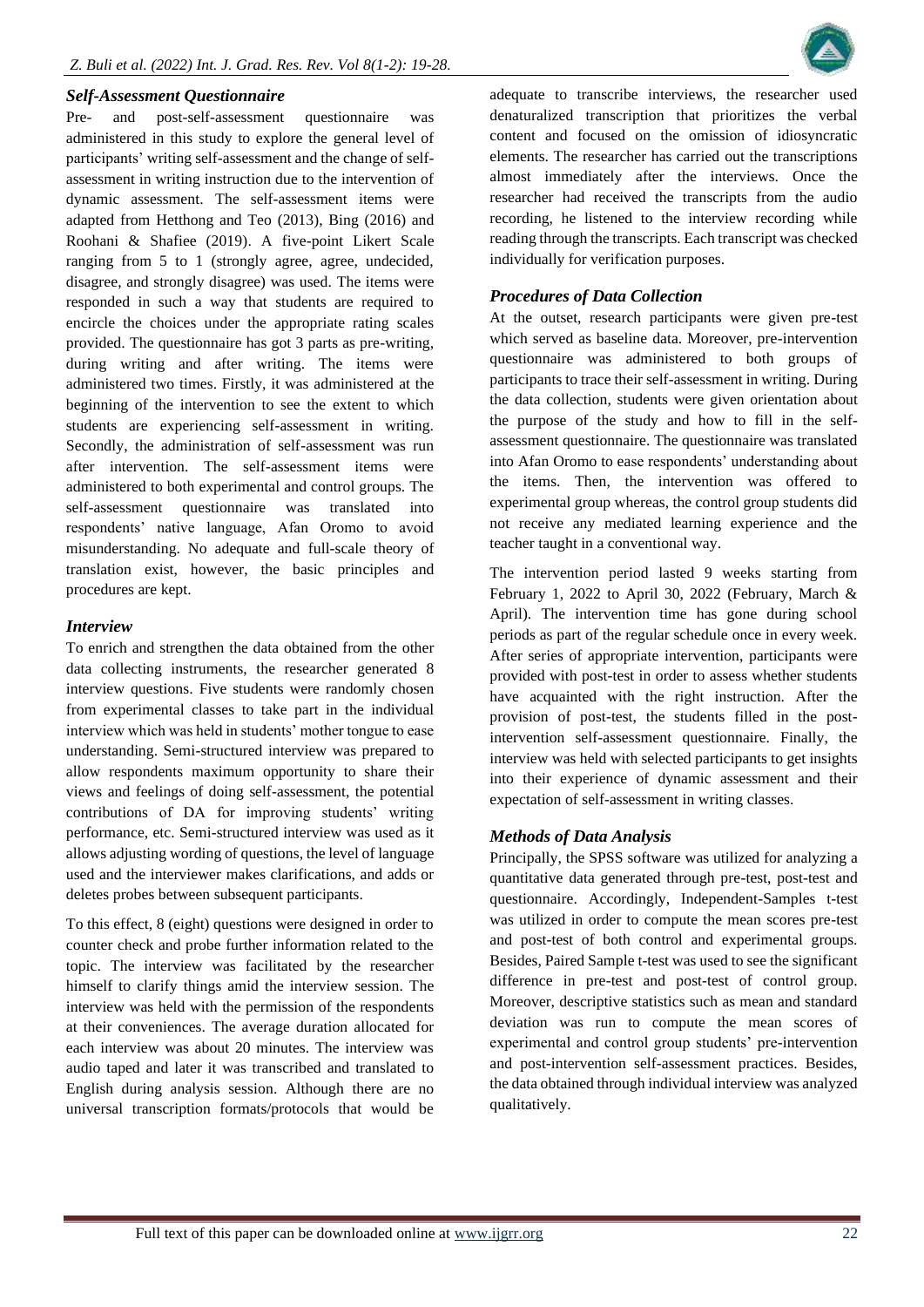### *Self-Assessment Questionnaire*

Pre- and post-self-assessment questionnaire was administered in this study to explore the general level of participants' writing self-assessment and the change of self-assessment in writing instruction due to the intervention of dynamic assessment. The self-assessment items were adapted from Hetthong and Teo (2013), Bing (2016) and Roohani & Shafiee (2019). A five-point Likert Scale ranging from 5 to 1 (strongly agree, agree, undecided, disagree, and strongly disagree) was used. The items were responded in such a way that students are required to encircle the choices under the appropriate rating scales provided. The questionnaire has got 3 parts as pre-writing, during writing and after writing. The items were administered two times. Firstly, it was administered at the beginning of the intervention to see the extent to which students are experiencing self-assessment in writing. Secondly, the administration of self-assessment was run after intervention. The self-assessment items were administered to both experimental and control groups. The self-assessment questionnaire was translated into respondents' native language, Afan Oromo to avoid misunderstanding. No adequate and full-scale theory of translation exist, however, the basic principles and procedures are kept.

### *Interview*

To enrich and strengthen the data obtained from the other data collecting instruments, the researcher generated 8 interview questions. Five students were randomly chosen from experimental classes to take part in the individual interview which was held in students' mother tongue to ease understanding. Semi-structured interview was prepared to allow respondents maximum opportunity to share their views and feelings of doing self-assessment, the potential contributions of DA for improving students' writing performance, etc. Semi-structured interview was used as it allows adjusting wording of questions, the level of language used and the interviewer makes clarifications, and adds or deletes probes between subsequent participants.

To this effect, 8 (eight) questions were designed in order to counter check and probe further information related to the topic. The interview was facilitated by the researcher himself to clarify things amid the interview session. The interview was held with the permission of the respondents at their conveniences. The average duration allocated for each interview was about 20 minutes. The interview was audio taped and later it was transcribed and translated to English during analysis session. Although there are no universal transcription formats/protocols that would be adequate to transcribe interviews, the researcher used denaturalized transcription that prioritizes the verbal content and focused on the omission of idiosyncratic elements. The researcher has carried out the transcriptions almost immediately after the interviews. Once the researcher had received the transcripts from the audio recording, he listened to the interview recording while reading through the transcripts. Each transcript was checked individually for verification purposes.

### *Procedures of Data Collection*

At the outset, research participants were given pre-test which served as baseline data. Moreover, pre-intervention questionnaire was administered to both groups of participants to trace their self-assessment in writing. During the data collection, students were given orientation about the purpose of the study and how to fill in the self-assessment questionnaire. The questionnaire was translated into Afan Oromo to ease respondents' understanding about the items. Then, the intervention was offered to experimental group whereas, the control group students did not receive any mediated learning experience and the teacher taught in a conventional way.

The intervention period lasted 9 weeks starting from February 1, 2022 to April 30, 2022 (February, March & April). The intervention time has gone during school periods as part of the regular schedule once in every week. After series of appropriate intervention, participants were provided with post-test in order to assess whether students have acquainted with the right instruction. After the provision of post-test, the students filled in the post-intervention self-assessment questionnaire. Finally, the interview was held with selected participants to get insights into their experience of dynamic assessment and their expectation of self-assessment in writing classes.

### *Methods of Data Analysis*

Principally, the SPSS software was utilized for analyzing a quantitative data generated through pre-test, post-test and questionnaire. Accordingly, Independent-Samples t-test was utilized in order to compute the mean scores pre-test and post-test of both control and experimental groups. Besides, Paired Sample t-test was used to see the significant difference in pre-test and post-test of control group. Moreover, descriptive statistics such as mean and standard deviation was run to compute the mean scores of experimental and control group students' pre-intervention and post-intervention self-assessment practices. Besides, the data obtained through individual interview was analyzed qualitatively.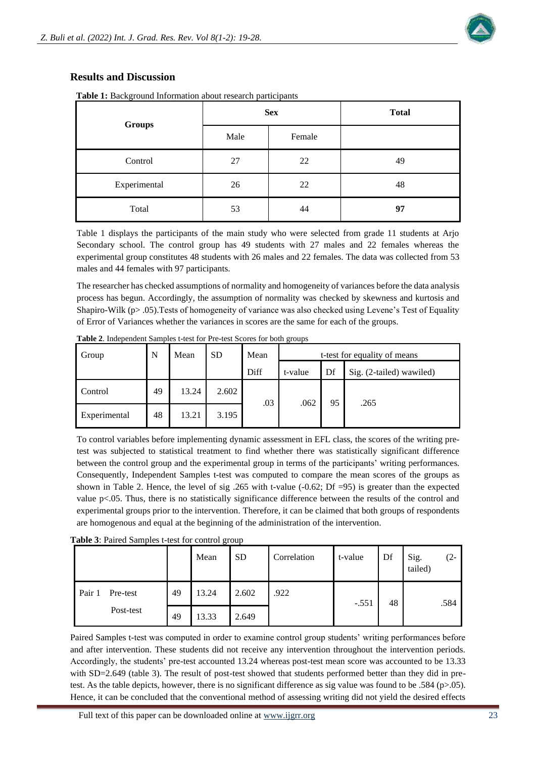## Results and Discussion

**Table 1:** Background Information about research participants

| Groups | Sex | | Total |
|---|---|---|---|
| | Male | Female | |
| Control | 27 | 22 | 49 |
| Experimental | 26 | 22 | 48 |
| Total | 53 | 44 | **97** |

Table 1 displays the participants of the main study who were selected from grade 11 students at Arjo Secondary school. The control group has 49 students with 27 males and 22 females whereas the experimental group constitutes 48 students with 26 males and 22 females. The data was collected from 53 males and 44 females with 97 participants.

The researcher has checked assumptions of normality and homogeneity of variances before the data analysis process has begun. Accordingly, the assumption of normality was checked by skewness and kurtosis and Shapiro-Wilk ($p > .05$).Tests of homogeneity of variance was also checked using Levene's Test of Equality of Error of Variances whether the variances in scores are the same for each of the groups.

**Table 2**. Independent Samples t-test for Pre-test Scores for both groups

| Group | N | Mean | SD | Mean Diff | t-test for equality of means | | |
|---|---|---|---|---|---|---|---|
| | | | | | t-value | Df | Sig. (2-tailed) wawiled) |
| Control | 49 | 13.24 | 2.602 | .03 | .062 | 95 | .265 |
| Experimental | 48 | 13.21 | 3.195 | | | | |

To control variables before implementing dynamic assessment in EFL class, the scores of the writing pre-test was subjected to statistical treatment to find whether there was statistically significant difference between the control group and the experimental group in terms of the participants' writing performances. Consequently, Independent Samples t-test was computed to compare the mean scores of the groups as shown in Table 2. Hence, the level of sig .265 with t-value (-0.62; Df =95) is greater than the expected value $p<.05$. Thus, there is no statistically significance difference between the results of the control and experimental groups prior to the intervention. Therefore, it can be claimed that both groups of respondents are homogenous and equal at the beginning of the administration of the intervention.

**Table 3**: Paired Samples t-test for control group

| | | Mean | SD | Correlation | t-value | Df | Sig. (2-tailed) |
|---|---|---|---|---|---|---|---|
| Pair 1 Pre-test | 49 | 13.24 | 2.602 | .922 | -.551 | 48 | .584 |
| Post-test | 49 | 13.33 | 2.649 | | | | |

Paired Samples t-test was computed in order to examine control group students' writing performances before and after intervention. These students did not receive any intervention throughout the intervention periods. Accordingly, the students' pre-test accounted 13.24 whereas post-test mean score was accounted to be 13.33 with SD=2.649 (table 3). The result of post-test showed that students performed better than they did in pre-test. As the table depicts, however, there is no significant difference as sig value was found to be .584 ($p>.05$). Hence, it can be concluded that the conventional method of assessing writing did not yield the desired effects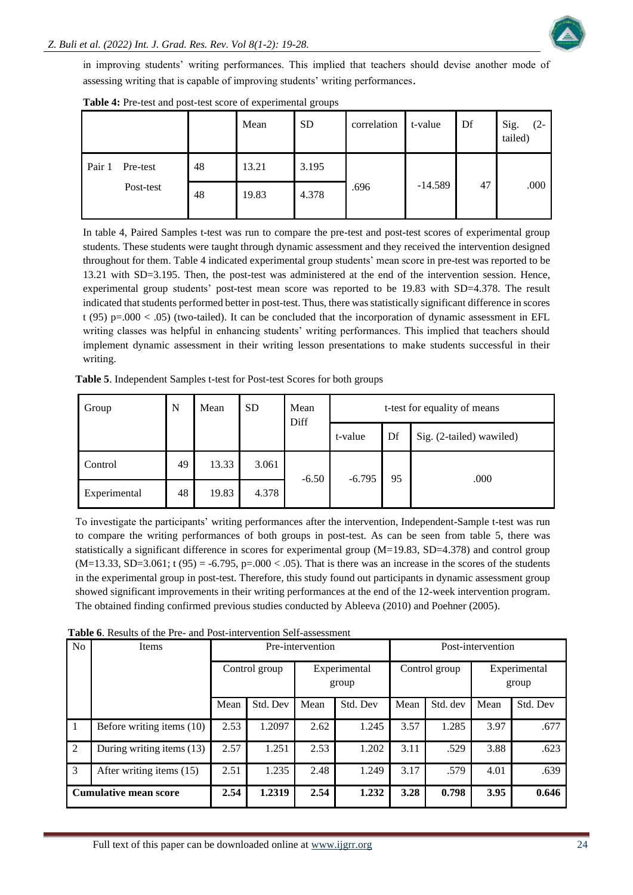in improving students' writing performances. This implied that teachers should devise another mode of assessing writing that is capable of improving students' writing performances.

**Table 4:** Pre-test and post-test score of experimental groups

| | | | Mean | SD | correlation | t-value | Df | Sig. (2-tailed) |
|---|---|---|---|---|---|---|---|---|
| Pair 1 | Pre-test | 48 | 13.21 | 3.195 | .696 | -14.589 | 47 | .000 |
| | Post-test | 48 | 19.83 | 4.378 | | | | |

In table 4, Paired Samples t-test was run to compare the pre-test and post-test scores of experimental group students. These students were taught through dynamic assessment and they received the intervention designed throughout for them. Table 4 indicated experimental group students' mean score in pre-test was reported to be 13.21 with SD=3.195. Then, the post-test was administered at the end of the intervention session. Hence, experimental group students' post-test mean score was reported to be 19.83 with SD=4.378. The result indicated that students performed better in post-test. Thus, there was statistically significant difference in scores t (95) $p=.000 < .05$) (two-tailed). It can be concluded that the incorporation of dynamic assessment in EFL writing classes was helpful in enhancing students' writing performances. This implied that teachers should implement dynamic assessment in their writing lesson presentations to make students successful in their writing.

**Table 5**. Independent Samples t-test for Post-test Scores for both groups

| Group | N | Mean | SD | Mean Diff | t-test for equality of means | | |
|---|---|---|---|---|---|---|---|
| | | | | | t-value | Df | Sig. (2-tailed) wawiled) |
| Control | 49 | 13.33 | 3.061 | -6.50 | -6.795 | 95 | .000 |
| Experimental | 48 | 19.83 | 4.378 | | | | |

To investigate the participants' writing performances after the intervention, Independent-Sample t-test was run to compare the writing performances of both groups in post-test. As can be seen from table 5, there was statistically a significant difference in scores for experimental group (M=19.83, SD=4.378) and control group (M=13.33, SD=3.061; $t(95) = -6.795$, $p=.000 < .05$). That is there was an increase in the scores of the students in the experimental group in post-test. Therefore, this study found out participants in dynamic assessment group showed significant improvements in their writing performances at the end of the 12-week intervention program. The obtained finding confirmed previous studies conducted by Ableeva (2010) and Poehner (2005).

**Table 6**. Results of the Pre- and Post-intervention Self-assessment

| No | Items | Pre-intervention | | | | Post-intervention | | | |
|---|---|---|---|---|---|---|---|---|---|
| | | Control group | | Experimental group | | Control group | | Experimental group | |
| | | Mean | Std. Dev | Mean | Std. Dev | Mean | Std. dev | Mean | Std. Dev |
| 1 | Before writing items (10) | 2.53 | 1.2097 | 2.62 | 1.245 | 3.57 | 1.285 | 3.97 | .677 |
| 2 | During writing items (13) | 2.57 | 1.251 | 2.53 | 1.202 | 3.11 | .529 | 3.88 | .623 |
| 3 | After writing items (15) | 2.51 | 1.235 | 2.48 | 1.249 | 3.17 | .579 | 4.01 | .639 |
| **Cumulative mean score** | | **2.54** | **1.2319** | **2.54** | **1.232** | **3.28** | **0.798** | **3.95** | **0.646** |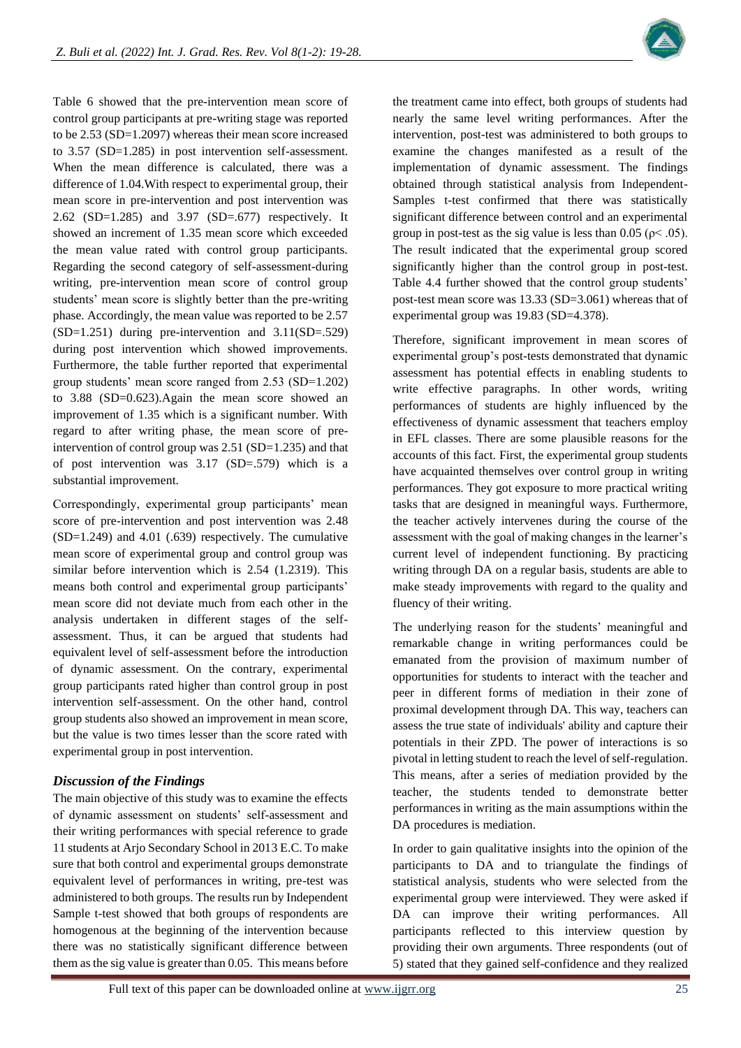Table 6 showed that the pre-intervention mean score of control group participants at pre-writing stage was reported to be 2.53 (SD=1.2097) whereas their mean score increased to 3.57 (SD=1.285) in post intervention self-assessment. When the mean difference is calculated, there was a difference of 1.04.With respect to experimental group, their mean score in pre-intervention and post intervention was 2.62 (SD=1.285) and 3.97 (SD=.677) respectively. It showed an increment of 1.35 mean score which exceeded the mean value rated with control group participants. Regarding the second category of self-assessment-during writing, pre-intervention mean score of control group students' mean score is slightly better than the pre-writing phase. Accordingly, the mean value was reported to be 2.57 (SD=1.251) during pre-intervention and 3.11(SD=.529) during post intervention which showed improvements. Furthermore, the table further reported that experimental group students' mean score ranged from 2.53 (SD=1.202) to 3.88 (SD=0.623).Again the mean score showed an improvement of 1.35 which is a significant number. With regard to after writing phase, the mean score of pre-intervention of control group was 2.51 (SD=1.235) and that of post intervention was 3.17 (SD=.579) which is a substantial improvement.

Correspondingly, experimental group participants' mean score of pre-intervention and post intervention was 2.48 (SD=1.249) and 4.01 (.639) respectively. The cumulative mean score of experimental group and control group was similar before intervention which is 2.54 (1.2319). This means both control and experimental group participants' mean score did not deviate much from each other in the analysis undertaken in different stages of the self-assessment. Thus, it can be argued that students had equivalent level of self-assessment before the introduction of dynamic assessment. On the contrary, experimental group participants rated higher than control group in post intervention self-assessment. On the other hand, control group students also showed an improvement in mean score, but the value is two times lesser than the score rated with experimental group in post intervention.

### *Discussion of the Findings*

The main objective of this study was to examine the effects of dynamic assessment on students' self-assessment and their writing performances with special reference to grade 11 students at Arjo Secondary School in 2013 E.C. To make sure that both control and experimental groups demonstrate equivalent level of performances in writing, pre-test was administered to both groups. The results run by Independent Sample t-test showed that both groups of respondents are homogenous at the beginning of the intervention because there was no statistically significant difference between them as the sig value is greater than 0.05. This means before the treatment came into effect, both groups of students had nearly the same level writing performances. After the intervention, post-test was administered to both groups to examine the changes manifested as a result of the implementation of dynamic assessment. The findings obtained through statistical analysis from Independent-Samples t-test confirmed that there was statistically significant difference between control and an experimental group in post-test as the sig value is less than 0.05 ($\rho < .05$). The result indicated that the experimental group scored significantly higher than the control group in post-test. Table 4.4 further showed that the control group students' post-test mean score was 13.33 (SD=3.061) whereas that of experimental group was 19.83 (SD=4.378).

Therefore, significant improvement in mean scores of experimental group's post-tests demonstrated that dynamic assessment has potential effects in enabling students to write effective paragraphs. In other words, writing performances of students are highly influenced by the effectiveness of dynamic assessment that teachers employ in EFL classes. There are some plausible reasons for the accounts of this fact. First, the experimental group students have acquainted themselves over control group in writing performances. They got exposure to more practical writing tasks that are designed in meaningful ways. Furthermore, the teacher actively intervenes during the course of the assessment with the goal of making changes in the learner's current level of independent functioning. By practicing writing through DA on a regular basis, students are able to make steady improvements with regard to the quality and fluency of their writing.

The underlying reason for the students' meaningful and remarkable change in writing performances could be emanated from the provision of maximum number of opportunities for students to interact with the teacher and peer in different forms of mediation in their zone of proximal development through DA. This way, teachers can assess the true state of individuals' ability and capture their potentials in their ZPD. The power of interactions is so pivotal in letting student to reach the level of self-regulation. This means, after a series of mediation provided by the teacher, the students tended to demonstrate better performances in writing as the main assumptions within the DA procedures is mediation.

In order to gain qualitative insights into the opinion of the participants to DA and to triangulate the findings of statistical analysis, students who were selected from the experimental group were interviewed. They were asked if DA can improve their writing performances. All participants reflected to this interview question by providing their own arguments. Three respondents (out of 5) stated that they gained self-confidence and they realized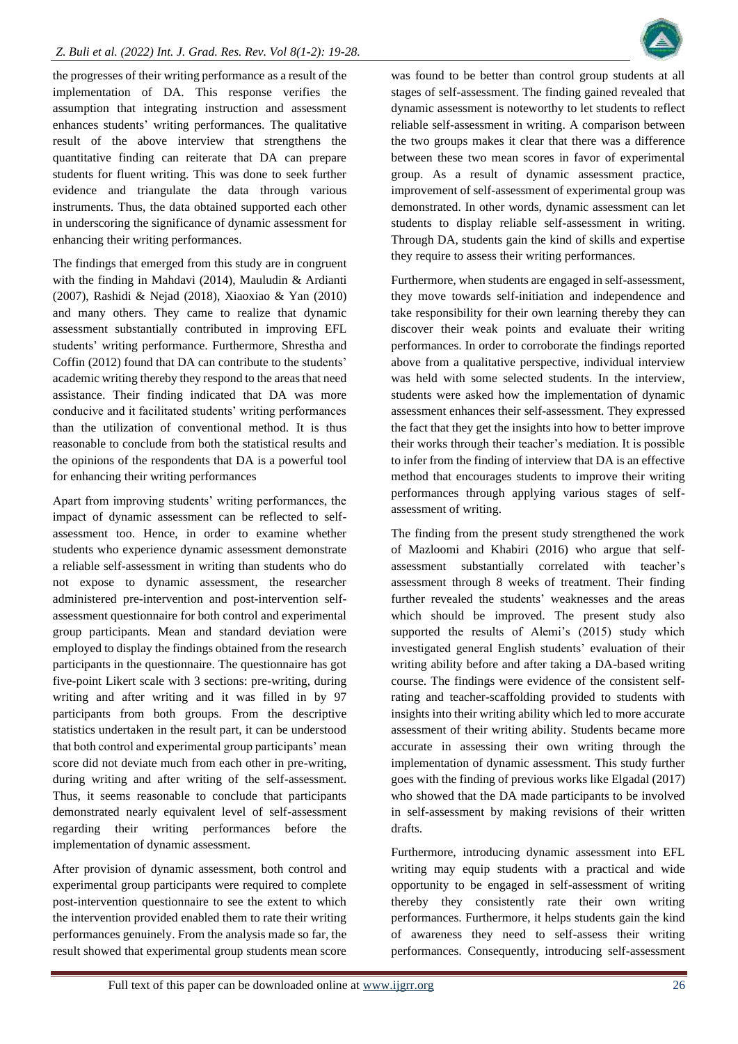the progresses of their writing performance as a result of the implementation of DA. This response verifies the assumption that integrating instruction and assessment enhances students' writing performances. The qualitative result of the above interview that strengthens the quantitative finding can reiterate that DA can prepare students for fluent writing. This was done to seek further evidence and triangulate the data through various instruments. Thus, the data obtained supported each other in underscoring the significance of dynamic assessment for enhancing their writing performances.

The findings that emerged from this study are in congruent with the finding in Mahdavi (2014), Mauludin & Ardianti (2007), Rashidi & Nejad (2018), Xiaoxiao & Yan (2010) and many others. They came to realize that dynamic assessment substantially contributed in improving EFL students' writing performance. Furthermore, Shrestha and Coffin (2012) found that DA can contribute to the students' academic writing thereby they respond to the areas that need assistance. Their finding indicated that DA was more conducive and it facilitated students' writing performances than the utilization of conventional method. It is thus reasonable to conclude from both the statistical results and the opinions of the respondents that DA is a powerful tool for enhancing their writing performances

Apart from improving students' writing performances, the impact of dynamic assessment can be reflected to self-assessment too. Hence, in order to examine whether students who experience dynamic assessment demonstrate a reliable self-assessment in writing than students who do not expose to dynamic assessment, the researcher administered pre-intervention and post-intervention self-assessment questionnaire for both control and experimental group participants. Mean and standard deviation were employed to display the findings obtained from the research participants in the questionnaire. The questionnaire has got five-point Likert scale with 3 sections: pre-writing, during writing and after writing and it was filled in by 97 participants from both groups. From the descriptive statistics undertaken in the result part, it can be understood that both control and experimental group participants' mean score did not deviate much from each other in pre-writing, during writing and after writing of the self-assessment. Thus, it seems reasonable to conclude that participants demonstrated nearly equivalent level of self-assessment regarding their writing performances before the implementation of dynamic assessment.

After provision of dynamic assessment, both control and experimental group participants were required to complete post-intervention questionnaire to see the extent to which the intervention provided enabled them to rate their writing performances genuinely. From the analysis made so far, the result showed that experimental group students mean score was found to be better than control group students at all stages of self-assessment. The finding gained revealed that dynamic assessment is noteworthy to let students to reflect reliable self-assessment in writing. A comparison between the two groups makes it clear that there was a difference between these two mean scores in favor of experimental group. As a result of dynamic assessment practice, improvement of self-assessment of experimental group was demonstrated. In other words, dynamic assessment can let students to display reliable self-assessment in writing. Through DA, students gain the kind of skills and expertise they require to assess their writing performances.

Furthermore, when students are engaged in self-assessment, they move towards self-initiation and independence and take responsibility for their own learning thereby they can discover their weak points and evaluate their writing performances. In order to corroborate the findings reported above from a qualitative perspective, individual interview was held with some selected students. In the interview, students were asked how the implementation of dynamic assessment enhances their self-assessment. They expressed the fact that they get the insights into how to better improve their works through their teacher's mediation. It is possible to infer from the finding of interview that DA is an effective method that encourages students to improve their writing performances through applying various stages of self-assessment of writing.

The finding from the present study strengthened the work of Mazloomi and Khabiri (2016) who argue that self-assessment substantially correlated with teacher's assessment through 8 weeks of treatment. Their finding further revealed the students' weaknesses and the areas which should be improved. The present study also supported the results of Alemi's (2015) study which investigated general English students' evaluation of their writing ability before and after taking a DA-based writing course. The findings were evidence of the consistent self-rating and teacher-scaffolding provided to students with insights into their writing ability which led to more accurate assessment of their writing ability. Students became more accurate in assessing their own writing through the implementation of dynamic assessment. This study further goes with the finding of previous works like Elgadal (2017) who showed that the DA made participants to be involved in self-assessment by making revisions of their written drafts.

Furthermore, introducing dynamic assessment into EFL writing may equip students with a practical and wide opportunity to be engaged in self-assessment of writing thereby they consistently rate their own writing performances. Furthermore, it helps students gain the kind of awareness they need to self-assess their writing performances. Consequently, introducing self-assessment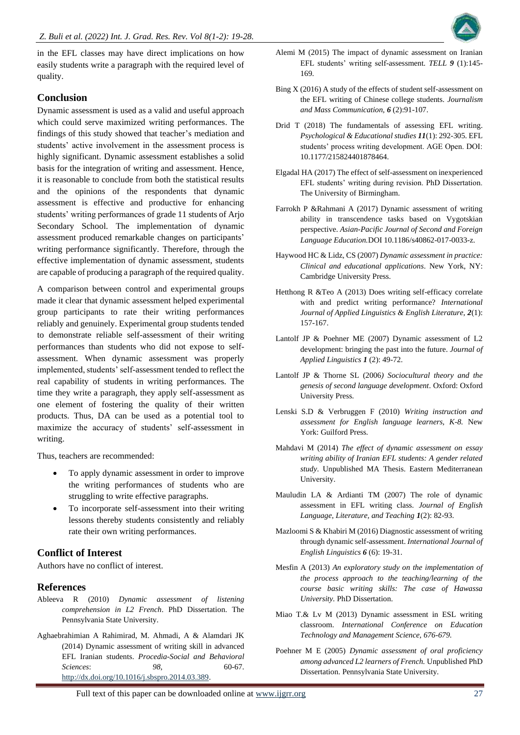in the EFL classes may have direct implications on how easily students write a paragraph with the required level of quality.

## Conclusion

Dynamic assessment is used as a valid and useful approach which could serve maximized writing performances. The findings of this study showed that teacher's mediation and students' active involvement in the assessment process is highly significant. Dynamic assessment establishes a solid basis for the integration of writing and assessment. Hence, it is reasonable to conclude from both the statistical results and the opinions of the respondents that dynamic assessment is effective and productive for enhancing students' writing performances of grade 11 students of Arjo Secondary School. The implementation of dynamic assessment produced remarkable changes on participants' writing performance significantly. Therefore, through the effective implementation of dynamic assessment, students are capable of producing a paragraph of the required quality.

A comparison between control and experimental groups made it clear that dynamic assessment helped experimental group participants to rate their writing performances reliably and genuinely. Experimental group students tended to demonstrate reliable self-assessment of their writing performances than students who did not expose to self-assessment. When dynamic assessment was properly implemented, students' self-assessment tended to reflect the real capability of students in writing performances. The time they write a paragraph, they apply self-assessment as one element of fostering the quality of their written products. Thus, DA can be used as a potential tool to maximize the accuracy of students' self-assessment in writing.

Thus, teachers are recommended:

- To apply dynamic assessment in order to improve the writing performances of students who are struggling to write effective paragraphs.
- To incorporate self-assessment into their writing lessons thereby students consistently and reliably rate their own writing performances.

## Conflict of Interest

Authors have no conflict of interest.

## References

Ableeva R (2010) *Dynamic assessment of listening comprehension in L2 French*. PhD Dissertation. The Pennsylvania State University.

Aghaebrahimian A Rahimirad, M. Ahmadi, A & Alamdari JK (2014) Dynamic assessment of writing skill in advanced EFL Iranian students. *Procedia-Social and Behavioral Sciences*: *98*, 60-67. http://dx.doi.org/10.1016/j.sbspro.2014.03.389.

Alemi M (2015) The impact of dynamic assessment on Iranian EFL students' writing self-assessment. *TELL* ***9*** (1):145-169.

Bing X (2016) A study of the effects of student self-assessment on the EFL writing of Chinese college students. *Journalism and Mass Communication*, ***6*** (2):91-107.

Drid T (2018) The fundamentals of assessing EFL writing. *Psychological & Educational studies* ***11***(1): 292-305. EFL students' process writing development. AGE Open. DOI: 10.1177/215824401878464.

Elgadal HA (2017) The effect of self-assessment on inexperienced EFL students' writing during revision. PhD Dissertation. The University of Birmingham.

Farrokh P &Rahmani A (2017) Dynamic assessment of writing ability in transcendence tasks based on Vygotskian perspective. *Asian-Pacific Journal of Second and Foreign Language Education.*DOI 10.1186/s40862-017-0033-z.

Haywood HC & Lidz, CS (2007) *Dynamic assessment in practice: Clinical and educational applications*. New York, NY: Cambridge University Press.

Hetthong R &Teo A (2013) Does writing self-efficacy correlate with and predict writing performance? *International Journal of Applied Linguistics & English Literature,* ***2***(1): 157-167.

Lantolf JP & Poehner ME (2007) Dynamic assessment of L2 development: bringing the past into the future. *Journal of Applied Linguistics* ***1*** (2): 49-72.

Lantolf JP & Thorne SL (2006*) Sociocultural theory and the genesis of second language development*. Oxford: Oxford University Press.

Lenski S.D & Verbruggen F (2010) *Writing instruction and assessment for English language learners, K-8.* New York: Guilford Press.

Mahdavi M (2014) *The effect of dynamic assessment on essay writing ability of Iranian EFL students: A gender related study*. Unpublished MA Thesis. Eastern Mediterranean University.

Mauludin LA & Ardianti TM (2007) The role of dynamic assessment in EFL writing class. *Journal of English Language, Literature, and Teaching* ***1***(2): 82-93.

Mazloomi S & Khabiri M (2016) Diagnostic assessment of writing through dynamic self-assessment. *International Journal of English Linguistics* ***6*** (6): 19-31.

Mesfin A (2013) *An exploratory study on the implementation of the process approach to the teaching/learning of the course basic writing skills: The case of Hawassa University*. PhD Dissertation.

Miao T.& Lv M (2013) Dynamic assessment in ESL writing classroom. *International Conference on Education Technology and Management Science, 676-679.*

Poehner M E (2005) *Dynamic assessment of oral proficiency among advanced L2 learners of French.* Unpublished PhD Dissertation. Pennsylvania State University.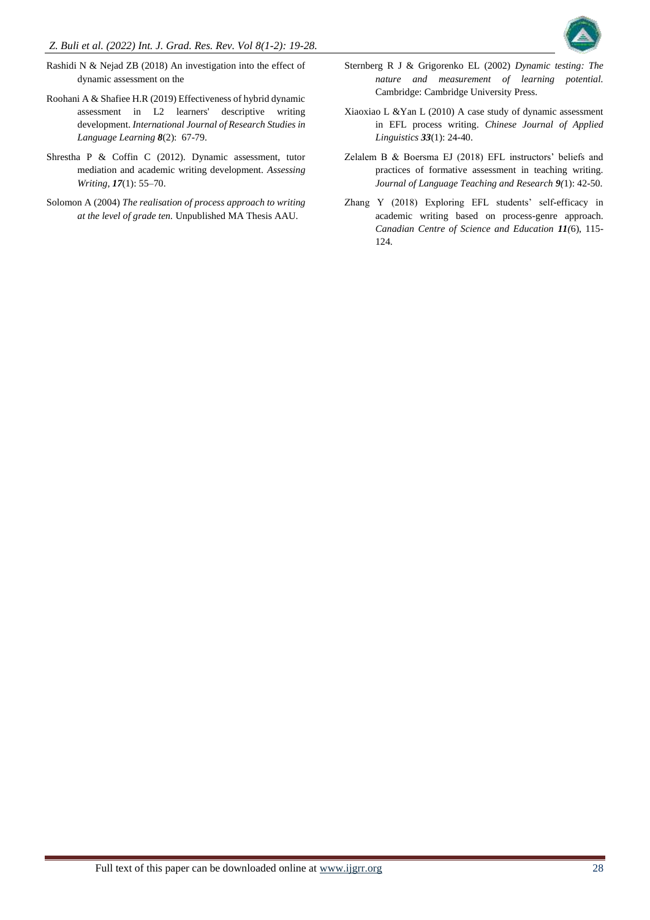Rashidi N & Nejad ZB (2018) An investigation into the effect of dynamic assessment on the

Roohani A & Shafiee H.R (2019) Effectiveness of hybrid dynamic assessment in L2 learners' descriptive writing development. *International Journal of Research Studies in Language Learning* ***8***(2): 67-79.

Shrestha P & Coffin C (2012). Dynamic assessment, tutor mediation and academic writing development. *Assessing Writing*, ***17***(1): 55–70.

Solomon A (2004) *The realisation of process approach to writing at the level of grade ten.* Unpublished MA Thesis AAU.

Sternberg R J & Grigorenko EL (2002) *Dynamic testing: The nature and measurement of learning potential.* Cambridge: Cambridge University Press.

Xiaoxiao L &Yan L (2010) A case study of dynamic assessment in EFL process writing. *Chinese Journal of Applied Linguistics* ***33***(1): 24-40.

Zelalem B & Boersma EJ (2018) EFL instructors' beliefs and practices of formative assessment in teaching writing. *Journal of Language Teaching and Research* ***9***(1): 42-50.

Zhang Y (2018) Exploring EFL students' self-efficacy in academic writing based on process-genre approach. *Canadian Centre of Science and Education* ***11***(6), 115-124.